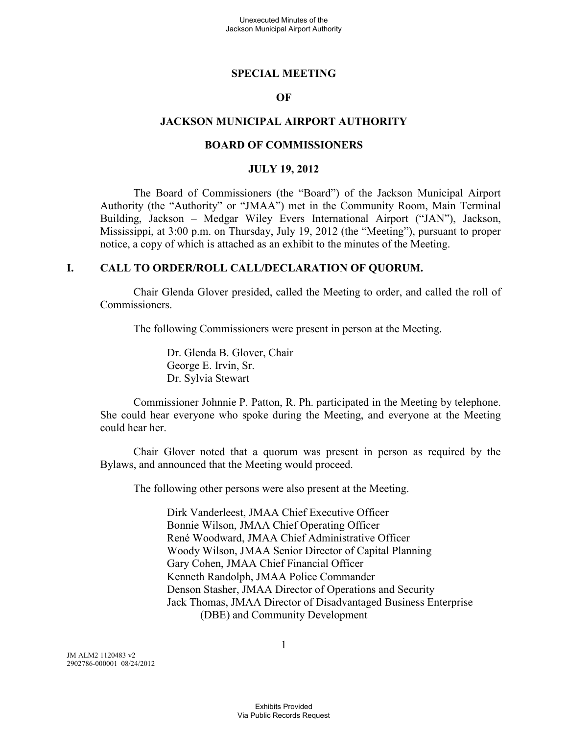# SPECIAL MEETING

# OF

# JACKSON MUNICIPAL AIRPORT AUTHORITY

# BOARD OF COMMISSIONERS

# JULY 19, 2012

The Board of Commissioners (the "Board") of the Jackson Municipal Airport Authority (the "Authority" or "JMAA") met in the Community Room, Main Terminal Building, Jackson – Medgar Wiley Evers International Airport ("JAN"), Jackson, Mississippi, at 3:00 p.m. on Thursday, July 19, 2012 (the "Meeting"), pursuant to proper notice, a copy of which is attached as an exhibit to the minutes of the Meeting.

## I. CALL TO ORDER/ROLL CALL/DECLARATION OF QUORUM.

Chair Glenda Glover presided, called the Meeting to order, and called the roll of Commissioners.

The following Commissioners were present in person at the Meeting.

Dr. Glenda B. Glover, Chair
George E. Irvin, Sr.
Dr. Sylvia Stewart

Commissioner Johnnie P. Patton, R. Ph. participated in the Meeting by telephone. She could hear everyone who spoke during the Meeting, and everyone at the Meeting could hear her.

Chair Glover noted that a quorum was present in person as required by the Bylaws, and announced that the Meeting would proceed.

The following other persons were also present at the Meeting.

Dirk Vanderleest, JMAA Chief Executive Officer
Bonnie Wilson, JMAA Chief Operating Officer
René Woodward, JMAA Chief Administrative Officer
Woody Wilson, JMAA Senior Director of Capital Planning
Gary Cohen, JMAA Chief Financial Officer
Kenneth Randolph, JMAA Police Commander
Denson Stasher, JMAA Director of Operations and Security
Jack Thomas, JMAA Director of Disadvantaged Business Enterprise (DBE) and Community Development

JM ALM2 1120483 v2
2902786-000001 08/24/2012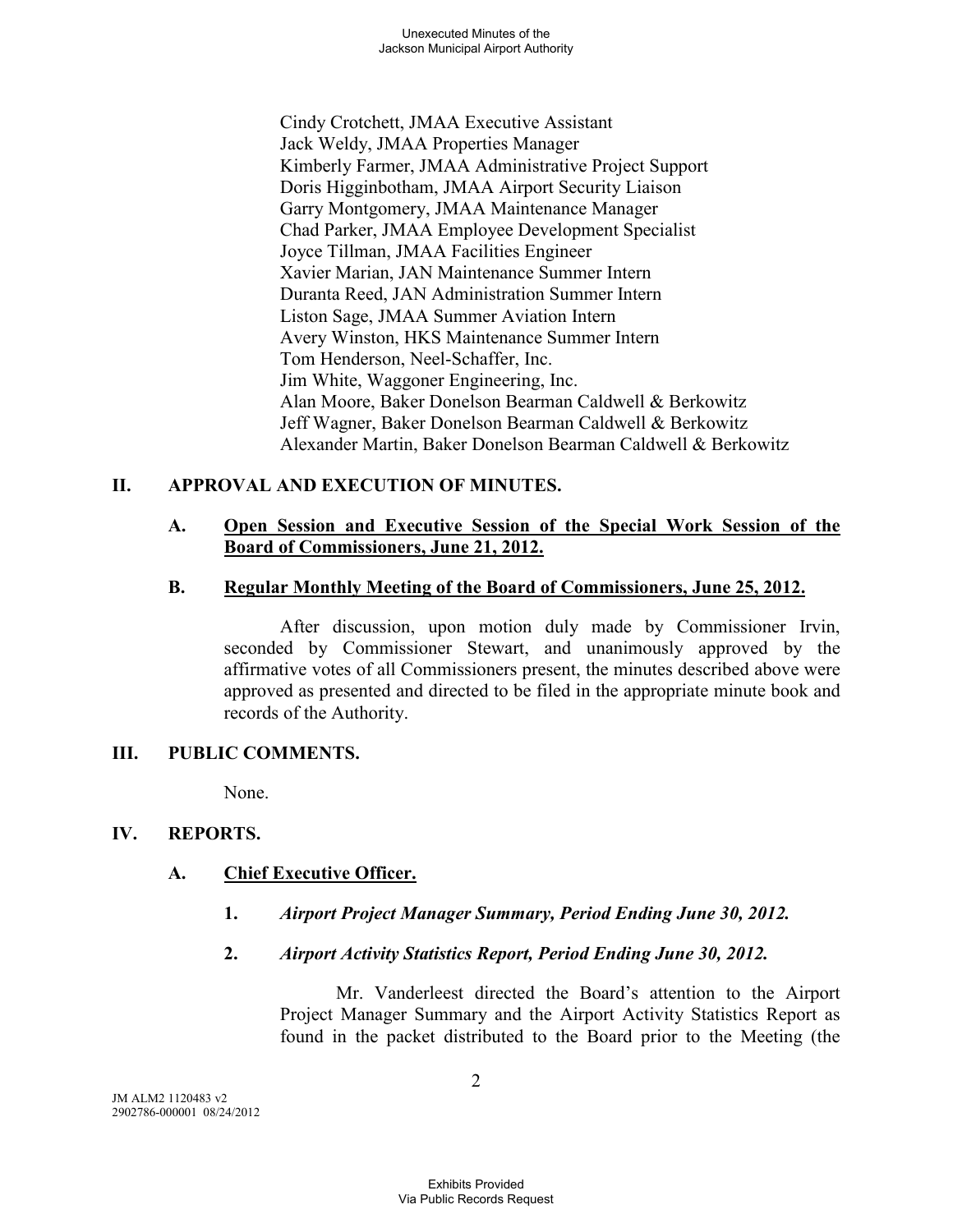Cindy Crotchett, JMAA Executive Assistant
Jack Weldy, JMAA Properties Manager
Kimberly Farmer, JMAA Administrative Project Support
Doris Higginbotham, JMAA Airport Security Liaison
Garry Montgomery, JMAA Maintenance Manager
Chad Parker, JMAA Employee Development Specialist
Joyce Tillman, JMAA Facilities Engineer
Xavier Marian, JAN Maintenance Summer Intern
Duranta Reed, JAN Administration Summer Intern
Liston Sage, JMAA Summer Aviation Intern
Avery Winston, HKS Maintenance Summer Intern
Tom Henderson, Neel-Schaffer, Inc.
Jim White, Waggoner Engineering, Inc.
Alan Moore, Baker Donelson Bearman Caldwell & Berkowitz
Jeff Wagner, Baker Donelson Bearman Caldwell & Berkowitz
Alexander Martin, Baker Donelson Bearman Caldwell & Berkowitz

## II. APPROVAL AND EXECUTION OF MINUTES.

### A. Open Session and Executive Session of the Special Work Session of the Board of Commissioners, June 21, 2012.

### B. Regular Monthly Meeting of the Board of Commissioners, June 25, 2012.

After discussion, upon motion duly made by Commissioner Irvin, seconded by Commissioner Stewart, and unanimously approved by the affirmative votes of all Commissioners present, the minutes described above were approved as presented and directed to be filed in the appropriate minute book and records of the Authority.

## III. PUBLIC COMMENTS.

None.

## IV. REPORTS.

### A. Chief Executive Officer.

**1.** ***Airport Project Manager Summary, Period Ending June 30, 2012.***

**2.** ***Airport Activity Statistics Report, Period Ending June 30, 2012.***

Mr. Vanderleest directed the Board's attention to the Airport Project Manager Summary and the Airport Activity Statistics Report as found in the packet distributed to the Board prior to the Meeting (the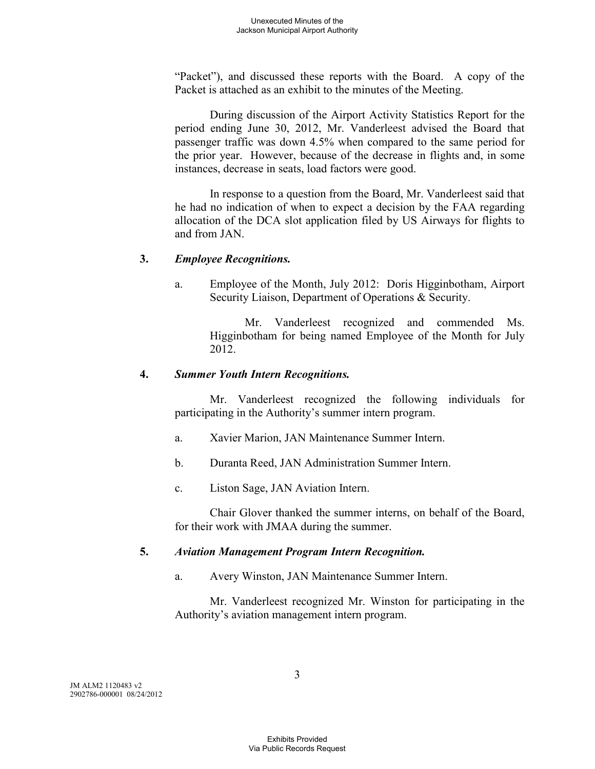"Packet"), and discussed these reports with the Board. A copy of the Packet is attached as an exhibit to the minutes of the Meeting.

During discussion of the Airport Activity Statistics Report for the period ending June 30, 2012, Mr. Vanderleest advised the Board that passenger traffic was down 4.5% when compared to the same period for the prior year. However, because of the decrease in flights and, in some instances, decrease in seats, load factors were good.

In response to a question from the Board, Mr. Vanderleest said that he had no indication of when to expect a decision by the FAA regarding allocation of the DCA slot application filed by US Airways for flights to and from JAN.

**3.** ***Employee Recognitions.***

a. Employee of the Month, July 2012: Doris Higginbotham, Airport Security Liaison, Department of Operations & Security.

Mr. Vanderleest recognized and commended Ms. Higginbotham for being named Employee of the Month for July 2012.

**4.** ***Summer Youth Intern Recognitions.***

Mr. Vanderleest recognized the following individuals for participating in the Authority's summer intern program.

a. Xavier Marion, JAN Maintenance Summer Intern.

b. Duranta Reed, JAN Administration Summer Intern.

c. Liston Sage, JAN Aviation Intern.

Chair Glover thanked the summer interns, on behalf of the Board, for their work with JMAA during the summer.

**5.** ***Aviation Management Program Intern Recognition.***

a. Avery Winston, JAN Maintenance Summer Intern.

Mr. Vanderleest recognized Mr. Winston for participating in the Authority's aviation management intern program.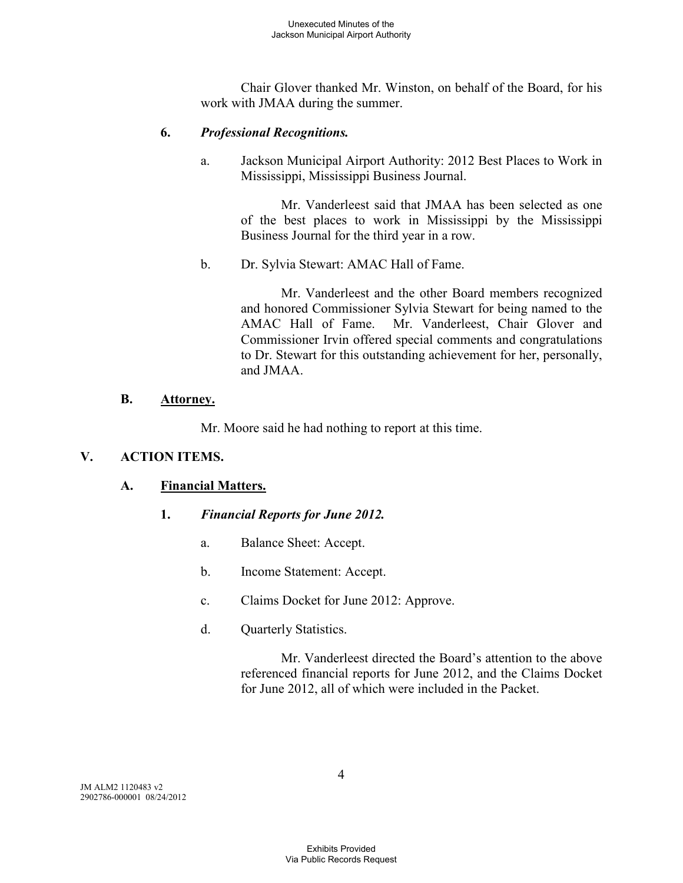Chair Glover thanked Mr. Winston, on behalf of the Board, for his work with JMAA during the summer.

**6.** ***Professional Recognitions.***

a. Jackson Municipal Airport Authority: 2012 Best Places to Work in Mississippi, Mississippi Business Journal.

Mr. Vanderleest said that JMAA has been selected as one of the best places to work in Mississippi by the Mississippi Business Journal for the third year in a row.

b. Dr. Sylvia Stewart: AMAC Hall of Fame.

Mr. Vanderleest and the other Board members recognized and honored Commissioner Sylvia Stewart for being named to the AMAC Hall of Fame. Mr. Vanderleest, Chair Glover and Commissioner Irvin offered special comments and congratulations to Dr. Stewart for this outstanding achievement for her, personally, and JMAA.

**B.** **Attorney.**

Mr. Moore said he had nothing to report at this time.

## V. ACTION ITEMS.

**A.** **Financial Matters.**

**1.** ***Financial Reports for June 2012.***

a. Balance Sheet: Accept.

b. Income Statement: Accept.

c. Claims Docket for June 2012: Approve.

d. Quarterly Statistics.

Mr. Vanderleest directed the Board's attention to the above referenced financial reports for June 2012, and the Claims Docket for June 2012, all of which were included in the Packet.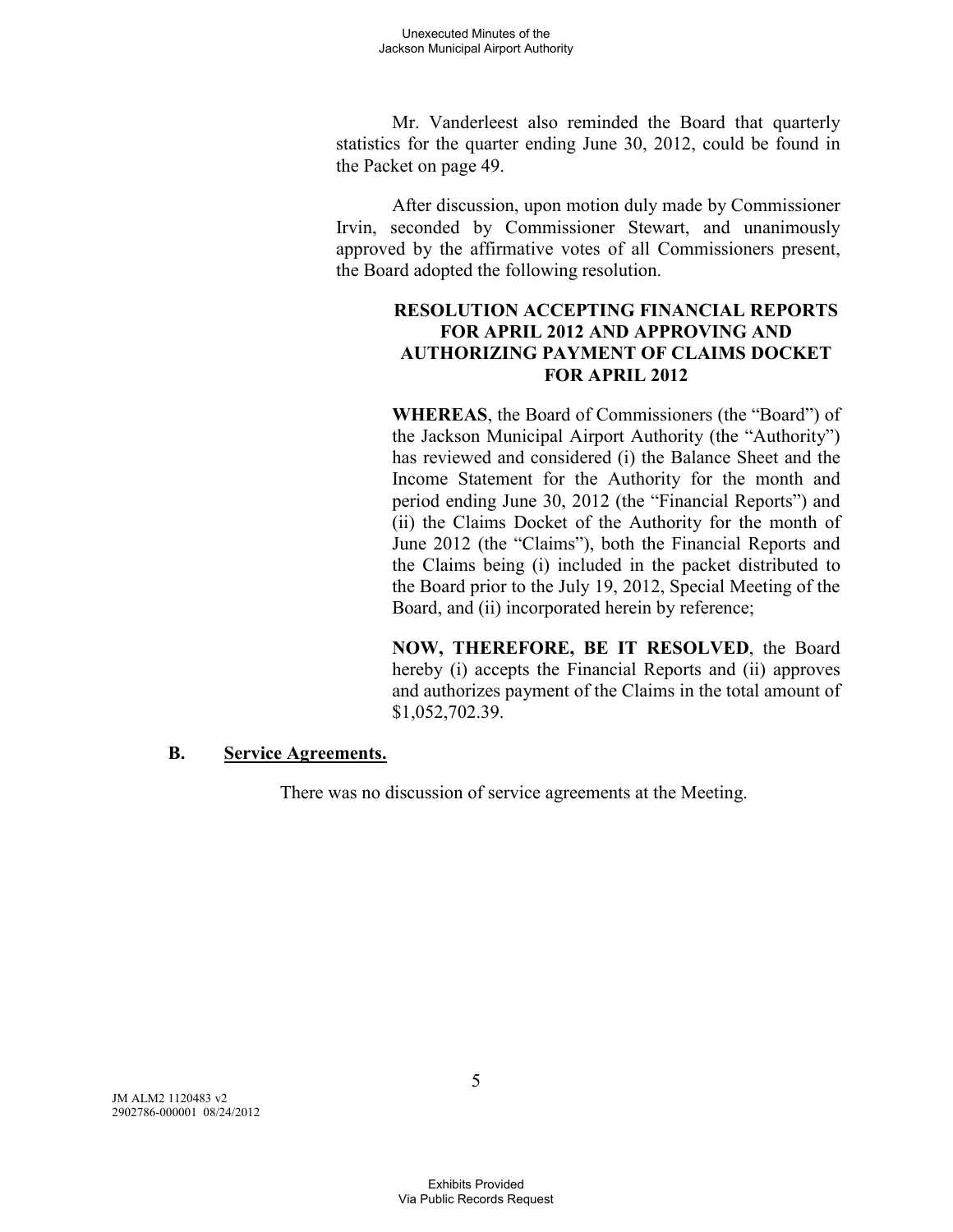Mr. Vanderleest also reminded the Board that quarterly statistics for the quarter ending June 30, 2012, could be found in the Packet on page 49.

After discussion, upon motion duly made by Commissioner Irvin, seconded by Commissioner Stewart, and unanimously approved by the affirmative votes of all Commissioners present, the Board adopted the following resolution.

**RESOLUTION ACCEPTING FINANCIAL REPORTS FOR APRIL 2012 AND APPROVING AND AUTHORIZING PAYMENT OF CLAIMS DOCKET FOR APRIL 2012**

**WHEREAS**, the Board of Commissioners (the "Board") of the Jackson Municipal Airport Authority (the "Authority") has reviewed and considered (i) the Balance Sheet and the Income Statement for the Authority for the month and period ending June 30, 2012 (the "Financial Reports") and (ii) the Claims Docket of the Authority for the month of June 2012 (the "Claims"), both the Financial Reports and the Claims being (i) included in the packet distributed to the Board prior to the July 19, 2012, Special Meeting of the Board, and (ii) incorporated herein by reference;

**NOW, THEREFORE, BE IT RESOLVED**, the Board hereby (i) accepts the Financial Reports and (ii) approves and authorizes payment of the Claims in the total amount of $1,052,702.39.

**B. Service Agreements.**

There was no discussion of service agreements at the Meeting.

JM ALM2 1120483 v2
2902786-000001 08/24/2012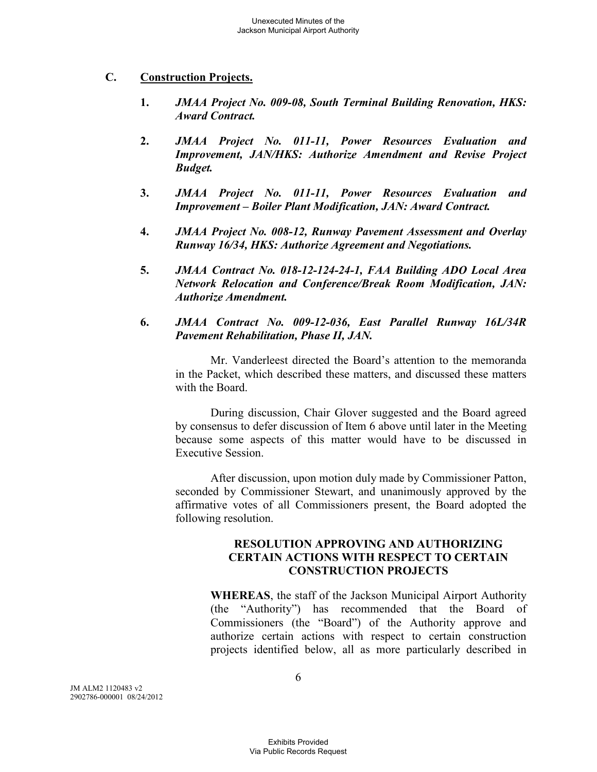## C. Construction Projects.

1. ***JMAA Project No. 009-08, South Terminal Building Renovation, HKS: Award Contract.***

2. ***JMAA Project No. 011-11, Power Resources Evaluation and Improvement, JAN/HKS: Authorize Amendment and Revise Project Budget.***

3. ***JMAA Project No. 011-11, Power Resources Evaluation and Improvement – Boiler Plant Modification, JAN: Award Contract.***

4. ***JMAA Project No. 008-12, Runway Pavement Assessment and Overlay Runway 16/34, HKS: Authorize Agreement and Negotiations.***

5. ***JMAA Contract No. 018-12-124-24-1, FAA Building ADO Local Area Network Relocation and Conference/Break Room Modification, JAN: Authorize Amendment.***

6. ***JMAA Contract No. 009-12-036, East Parallel Runway 16L/34R Pavement Rehabilitation, Phase II, JAN.***

Mr. Vanderleest directed the Board's attention to the memoranda in the Packet, which described these matters, and discussed these matters with the Board.

During discussion, Chair Glover suggested and the Board agreed by consensus to defer discussion of Item 6 above until later in the Meeting because some aspects of this matter would have to be discussed in Executive Session.

After discussion, upon motion duly made by Commissioner Patton, seconded by Commissioner Stewart, and unanimously approved by the affirmative votes of all Commissioners present, the Board adopted the following resolution.

**RESOLUTION APPROVING AND AUTHORIZING CERTAIN ACTIONS WITH RESPECT TO CERTAIN CONSTRUCTION PROJECTS**

**WHEREAS**, the staff of the Jackson Municipal Airport Authority (the "Authority") has recommended that the Board of Commissioners (the "Board") of the Authority approve and authorize certain actions with respect to certain construction projects identified below, all as more particularly described in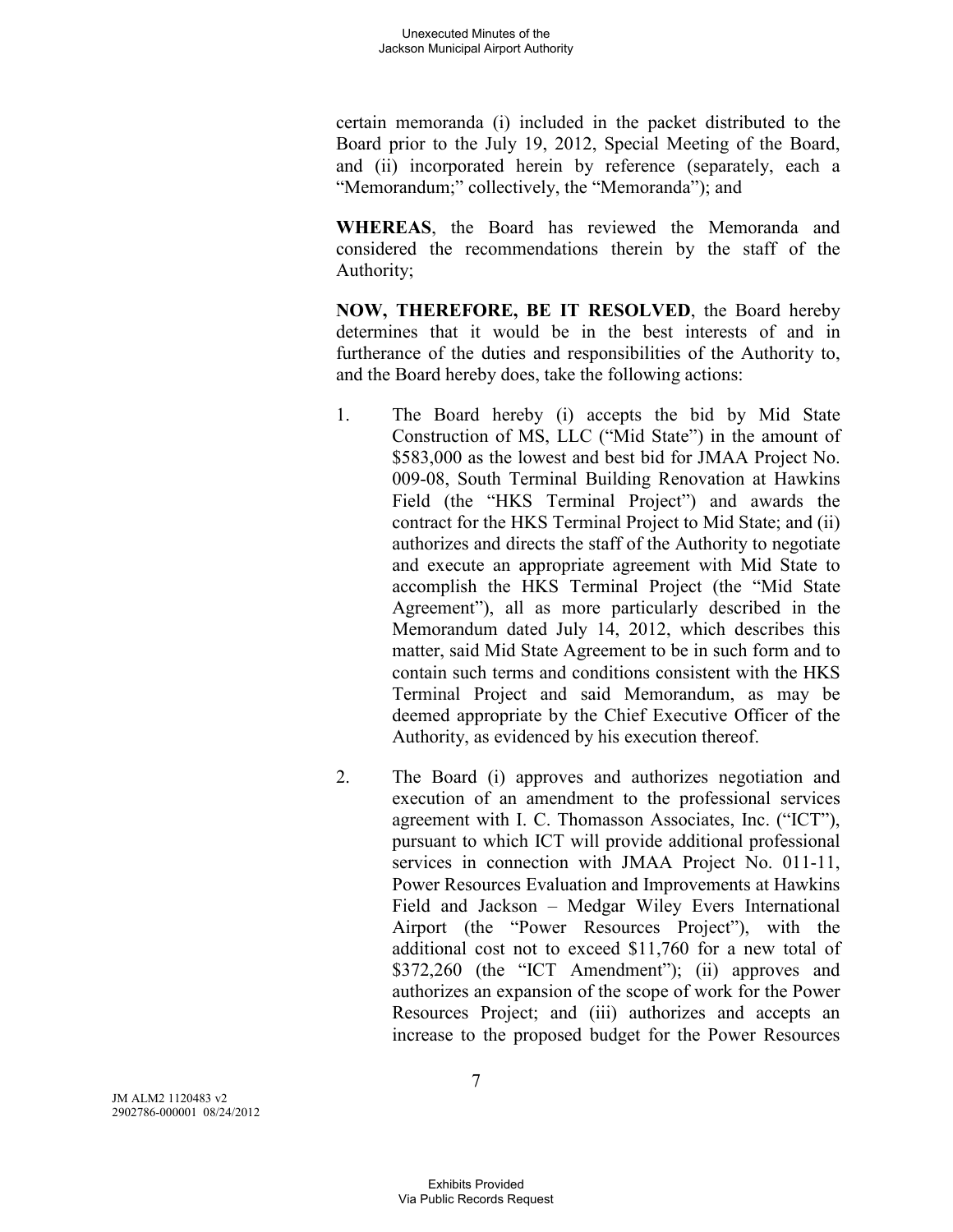certain memoranda (i) included in the packet distributed to the Board prior to the July 19, 2012, Special Meeting of the Board, and (ii) incorporated herein by reference (separately, each a "Memorandum;" collectively, the "Memoranda"); and

**WHEREAS**, the Board has reviewed the Memoranda and considered the recommendations therein by the staff of the Authority;

**NOW, THEREFORE, BE IT RESOLVED**, the Board hereby determines that it would be in the best interests of and in furtherance of the duties and responsibilities of the Authority to, and the Board hereby does, take the following actions:

1. The Board hereby (i) accepts the bid by Mid State Construction of MS, LLC ("Mid State") in the amount of $583,000 as the lowest and best bid for JMAA Project No. 009-08, South Terminal Building Renovation at Hawkins Field (the "HKS Terminal Project") and awards the contract for the HKS Terminal Project to Mid State; and (ii) authorizes and directs the staff of the Authority to negotiate and execute an appropriate agreement with Mid State to accomplish the HKS Terminal Project (the "Mid State Agreement"), all as more particularly described in the Memorandum dated July 14, 2012, which describes this matter, said Mid State Agreement to be in such form and to contain such terms and conditions consistent with the HKS Terminal Project and said Memorandum, as may be deemed appropriate by the Chief Executive Officer of the Authority, as evidenced by his execution thereof.

2. The Board (i) approves and authorizes negotiation and execution of an amendment to the professional services agreement with I. C. Thomasson Associates, Inc. ("ICT"), pursuant to which ICT will provide additional professional services in connection with JMAA Project No. 011-11, Power Resources Evaluation and Improvements at Hawkins Field and Jackson – Medgar Wiley Evers International Airport (the "Power Resources Project"), with the additional cost not to exceed $11,760 for a new total of $372,260 (the "ICT Amendment"); (ii) approves and authorizes an expansion of the scope of work for the Power Resources Project; and (iii) authorizes and accepts an increase to the proposed budget for the Power Resources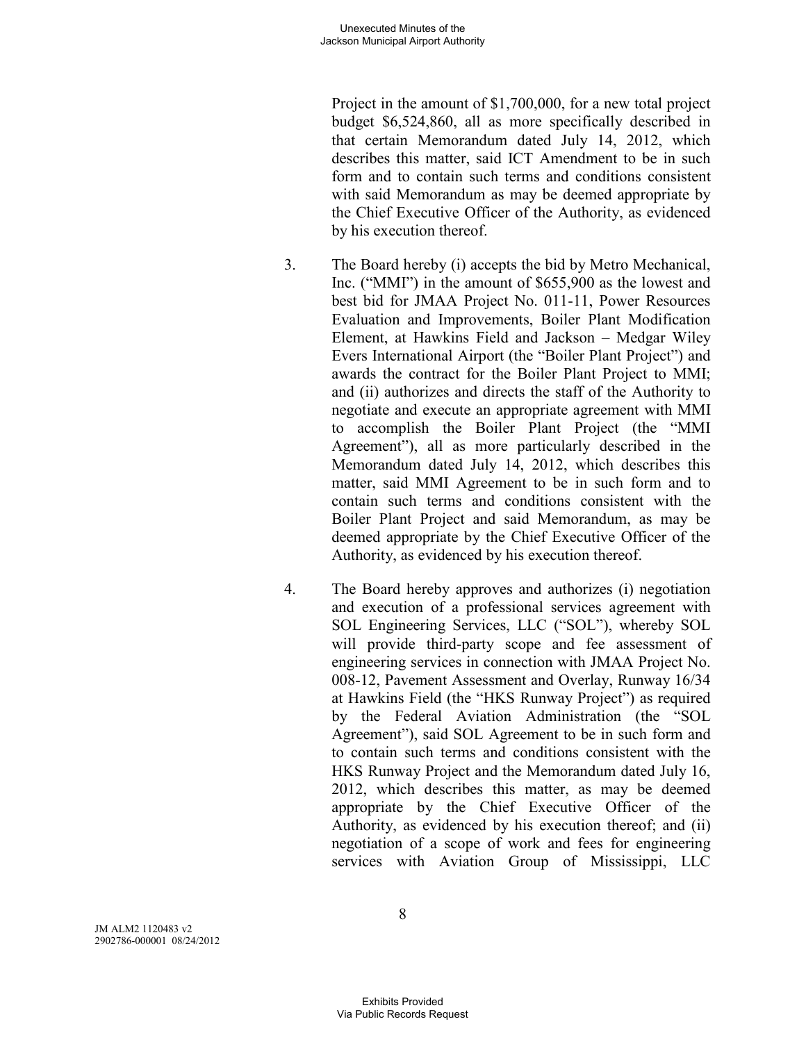Project in the amount of $1,700,000, for a new total project budget $6,524,860, all as more specifically described in that certain Memorandum dated July 14, 2012, which describes this matter, said ICT Amendment to be in such form and to contain such terms and conditions consistent with said Memorandum as may be deemed appropriate by the Chief Executive Officer of the Authority, as evidenced by his execution thereof.

3. The Board hereby (i) accepts the bid by Metro Mechanical, Inc. ("MMI") in the amount of $655,900 as the lowest and best bid for JMAA Project No. 011-11, Power Resources Evaluation and Improvements, Boiler Plant Modification Element, at Hawkins Field and Jackson – Medgar Wiley Evers International Airport (the "Boiler Plant Project") and awards the contract for the Boiler Plant Project to MMI; and (ii) authorizes and directs the staff of the Authority to negotiate and execute an appropriate agreement with MMI to accomplish the Boiler Plant Project (the "MMI Agreement"), all as more particularly described in the Memorandum dated July 14, 2012, which describes this matter, said MMI Agreement to be in such form and to contain such terms and conditions consistent with the Boiler Plant Project and said Memorandum, as may be deemed appropriate by the Chief Executive Officer of the Authority, as evidenced by his execution thereof.

4. The Board hereby approves and authorizes (i) negotiation and execution of a professional services agreement with SOL Engineering Services, LLC ("SOL"), whereby SOL will provide third-party scope and fee assessment of engineering services in connection with JMAA Project No. 008-12, Pavement Assessment and Overlay, Runway 16/34 at Hawkins Field (the "HKS Runway Project") as required by the Federal Aviation Administration (the "SOL Agreement"), said SOL Agreement to be in such form and to contain such terms and conditions consistent with the HKS Runway Project and the Memorandum dated July 16, 2012, which describes this matter, as may be deemed appropriate by the Chief Executive Officer of the Authority, as evidenced by his execution thereof; and (ii) negotiation of a scope of work and fees for engineering services with Aviation Group of Mississippi, LLC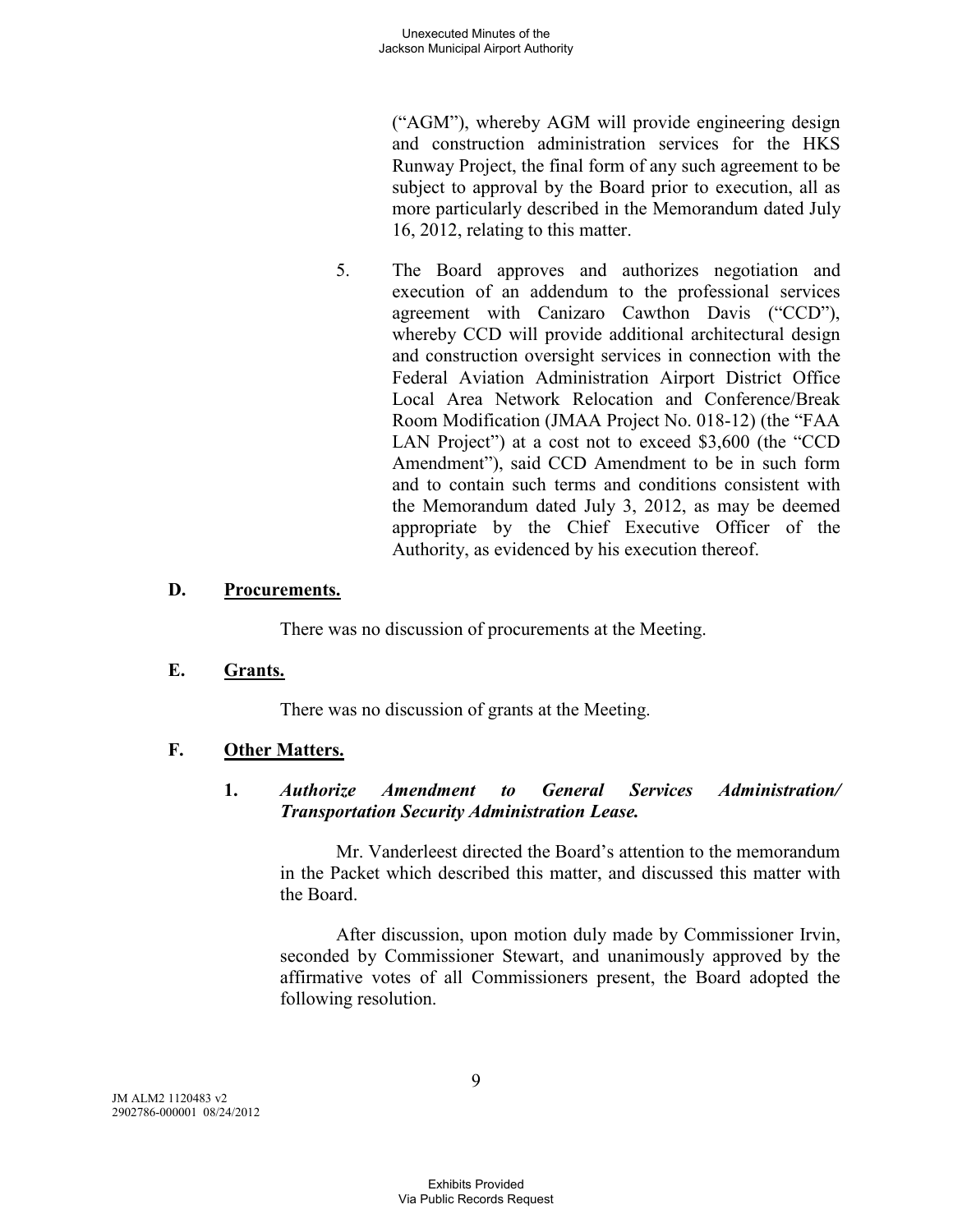(“AGM”), whereby AGM will provide engineering design and construction administration services for the HKS Runway Project, the final form of any such agreement to be subject to approval by the Board prior to execution, all as more particularly described in the Memorandum dated July 16, 2012, relating to this matter.

5. The Board approves and authorizes negotiation and execution of an addendum to the professional services agreement with Canizaro Cawthon Davis (“CCD”), whereby CCD will provide additional architectural design and construction oversight services in connection with the Federal Aviation Administration Airport District Office Local Area Network Relocation and Conference/Break Room Modification (JMAA Project No. 018-12) (the “FAA LAN Project”) at a cost not to exceed $3,600 (the “CCD Amendment”), said CCD Amendment to be in such form and to contain such terms and conditions consistent with the Memorandum dated July 3, 2012, as may be deemed appropriate by the Chief Executive Officer of the Authority, as evidenced by his execution thereof.

## D. Procurements.

There was no discussion of procurements at the Meeting.

## E. Grants.

There was no discussion of grants at the Meeting.

## F. Other Matters.

### 1. *Authorize Amendment to General Services Administration/ Transportation Security Administration Lease.*

Mr. Vanderleest directed the Board’s attention to the memorandum in the Packet which described this matter, and discussed this matter with the Board.

After discussion, upon motion duly made by Commissioner Irvin, seconded by Commissioner Stewart, and unanimously approved by the affirmative votes of all Commissioners present, the Board adopted the following resolution.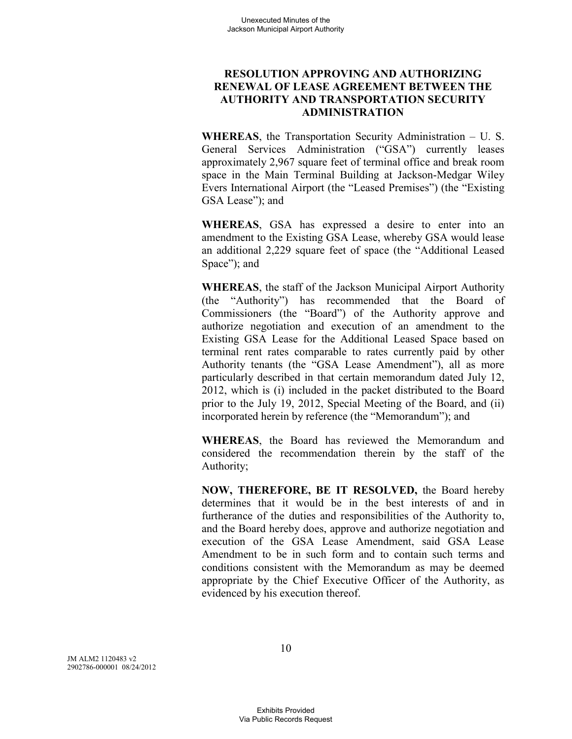## RESOLUTION APPROVING AND AUTHORIZING RENEWAL OF LEASE AGREEMENT BETWEEN THE AUTHORITY AND TRANSPORTATION SECURITY ADMINISTRATION

**WHEREAS**, the Transportation Security Administration – U. S. General Services Administration ("GSA") currently leases approximately 2,967 square feet of terminal office and break room space in the Main Terminal Building at Jackson-Medgar Wiley Evers International Airport (the "Leased Premises") (the "Existing GSA Lease"); and

**WHEREAS**, GSA has expressed a desire to enter into an amendment to the Existing GSA Lease, whereby GSA would lease an additional 2,229 square feet of space (the "Additional Leased Space"); and

**WHEREAS**, the staff of the Jackson Municipal Airport Authority (the "Authority") has recommended that the Board of Commissioners (the "Board") of the Authority approve and authorize negotiation and execution of an amendment to the Existing GSA Lease for the Additional Leased Space based on terminal rent rates comparable to rates currently paid by other Authority tenants (the "GSA Lease Amendment"), all as more particularly described in that certain memorandum dated July 12, 2012, which is (i) included in the packet distributed to the Board prior to the July 19, 2012, Special Meeting of the Board, and (ii) incorporated herein by reference (the "Memorandum"); and

**WHEREAS**, the Board has reviewed the Memorandum and considered the recommendation therein by the staff of the Authority;

**NOW, THEREFORE, BE IT RESOLVED,** the Board hereby determines that it would be in the best interests of and in furtherance of the duties and responsibilities of the Authority to, and the Board hereby does, approve and authorize negotiation and execution of the GSA Lease Amendment, said GSA Lease Amendment to be in such form and to contain such terms and conditions consistent with the Memorandum as may be deemed appropriate by the Chief Executive Officer of the Authority, as evidenced by his execution thereof.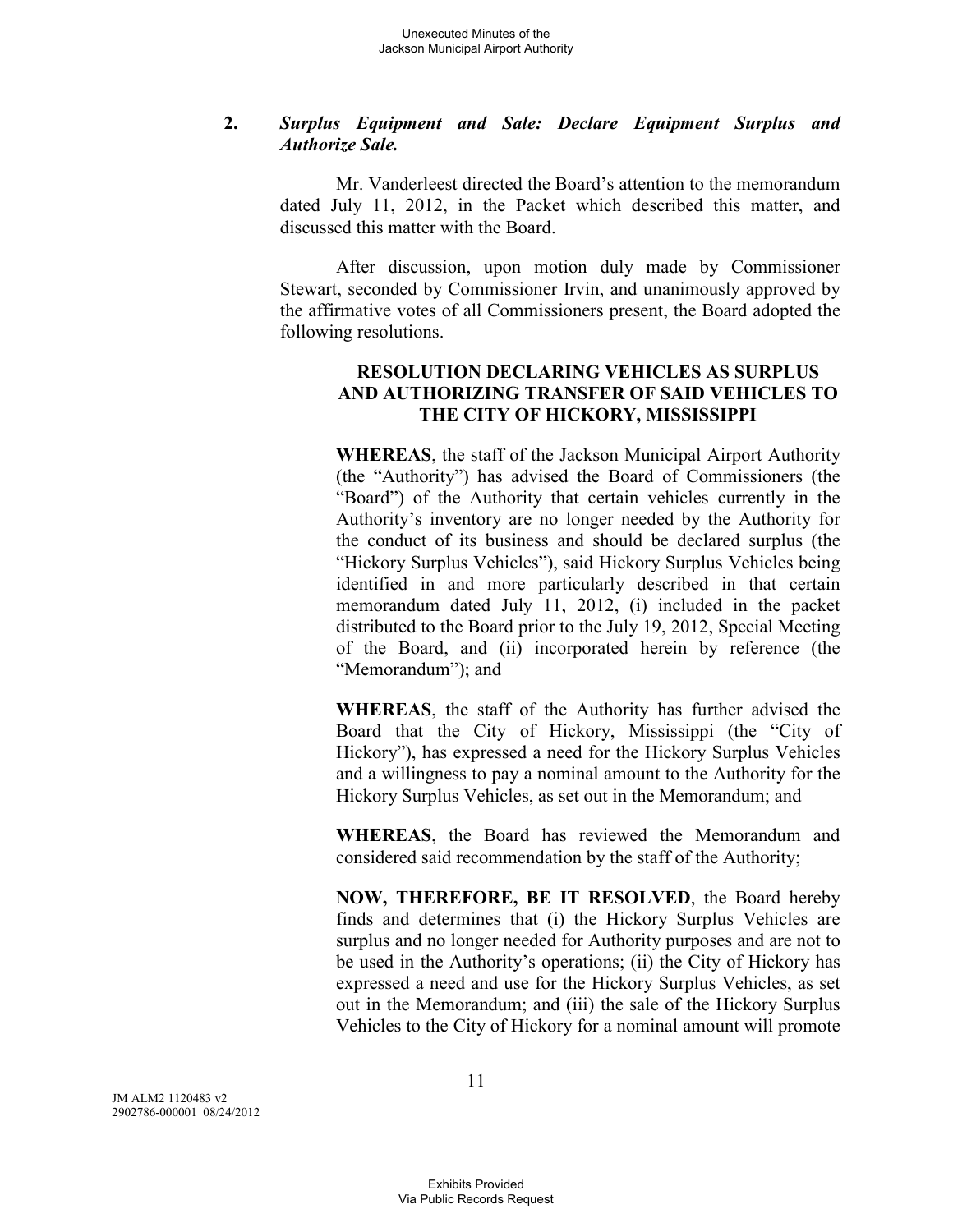**2.** ***Surplus Equipment and Sale: Declare Equipment Surplus and Authorize Sale.***

Mr. Vanderleest directed the Board's attention to the memorandum dated July 11, 2012, in the Packet which described this matter, and discussed this matter with the Board.

After discussion, upon motion duly made by Commissioner Stewart, seconded by Commissioner Irvin, and unanimously approved by the affirmative votes of all Commissioners present, the Board adopted the following resolutions.

**RESOLUTION DECLARING VEHICLES AS SURPLUS AND AUTHORIZING TRANSFER OF SAID VEHICLES TO THE CITY OF HICKORY, MISSISSIPPI**

**WHEREAS**, the staff of the Jackson Municipal Airport Authority (the "Authority") has advised the Board of Commissioners (the "Board") of the Authority that certain vehicles currently in the Authority's inventory are no longer needed by the Authority for the conduct of its business and should be declared surplus (the "Hickory Surplus Vehicles"), said Hickory Surplus Vehicles being identified in and more particularly described in that certain memorandum dated July 11, 2012, (i) included in the packet distributed to the Board prior to the July 19, 2012, Special Meeting of the Board, and (ii) incorporated herein by reference (the "Memorandum"); and

**WHEREAS**, the staff of the Authority has further advised the Board that the City of Hickory, Mississippi (the "City of Hickory"), has expressed a need for the Hickory Surplus Vehicles and a willingness to pay a nominal amount to the Authority for the Hickory Surplus Vehicles, as set out in the Memorandum; and

**WHEREAS**, the Board has reviewed the Memorandum and considered said recommendation by the staff of the Authority;

**NOW, THEREFORE, BE IT RESOLVED**, the Board hereby finds and determines that (i) the Hickory Surplus Vehicles are surplus and no longer needed for Authority purposes and are not to be used in the Authority's operations; (ii) the City of Hickory has expressed a need and use for the Hickory Surplus Vehicles, as set out in the Memorandum; and (iii) the sale of the Hickory Surplus Vehicles to the City of Hickory for a nominal amount will promote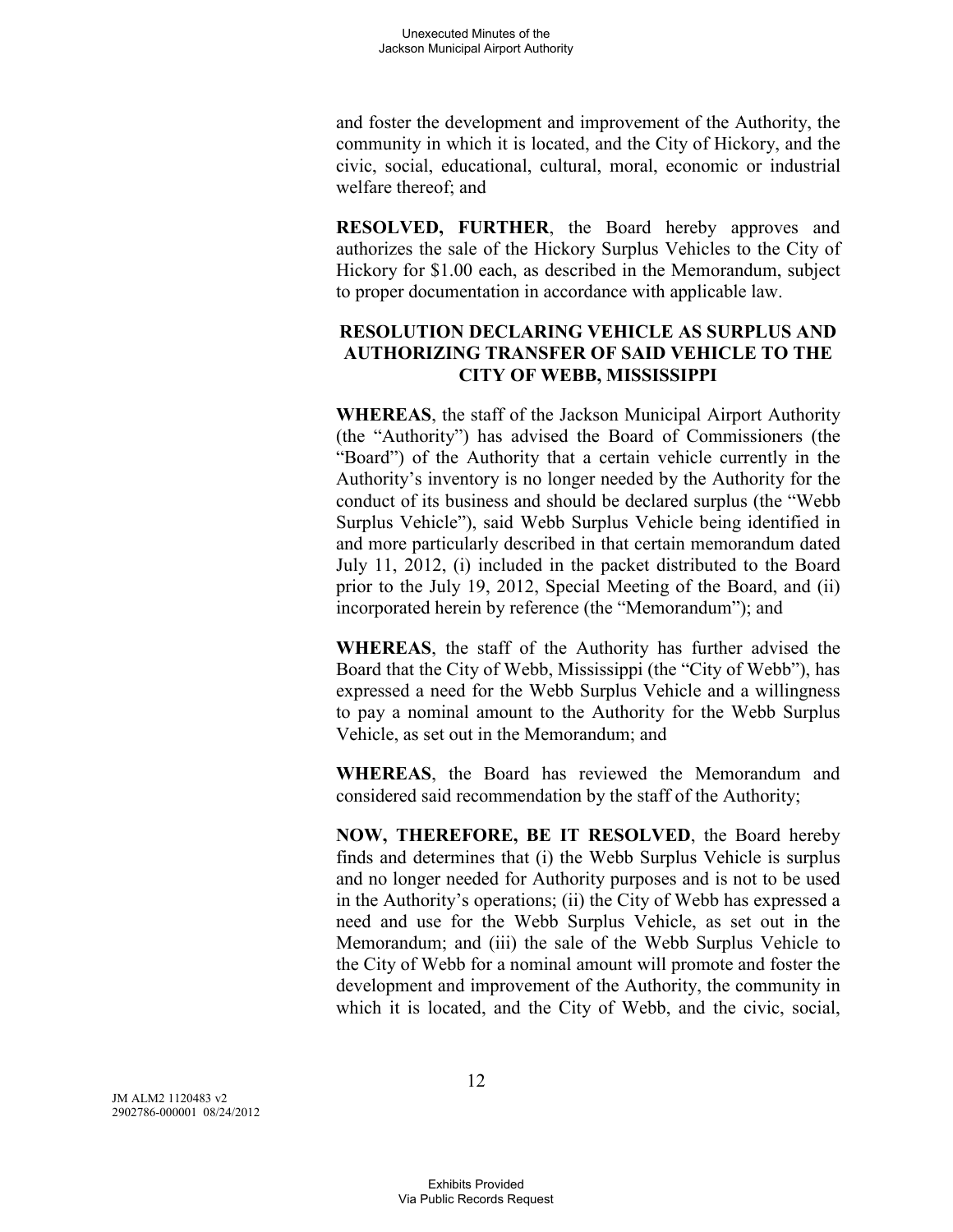and foster the development and improvement of the Authority, the community in which it is located, and the City of Hickory, and the civic, social, educational, cultural, moral, economic or industrial welfare thereof; and

**RESOLVED, FURTHER**, the Board hereby approves and authorizes the sale of the Hickory Surplus Vehicles to the City of Hickory for $1.00 each, as described in the Memorandum, subject to proper documentation in accordance with applicable law.

**RESOLUTION DECLARING VEHICLE AS SURPLUS AND AUTHORIZING TRANSFER OF SAID VEHICLE TO THE CITY OF WEBB, MISSISSIPPI**

**WHEREAS**, the staff of the Jackson Municipal Airport Authority (the "Authority") has advised the Board of Commissioners (the "Board") of the Authority that a certain vehicle currently in the Authority's inventory is no longer needed by the Authority for the conduct of its business and should be declared surplus (the "Webb Surplus Vehicle"), said Webb Surplus Vehicle being identified in and more particularly described in that certain memorandum dated July 11, 2012, (i) included in the packet distributed to the Board prior to the July 19, 2012, Special Meeting of the Board, and (ii) incorporated herein by reference (the "Memorandum"); and

**WHEREAS**, the staff of the Authority has further advised the Board that the City of Webb, Mississippi (the "City of Webb"), has expressed a need for the Webb Surplus Vehicle and a willingness to pay a nominal amount to the Authority for the Webb Surplus Vehicle, as set out in the Memorandum; and

**WHEREAS**, the Board has reviewed the Memorandum and considered said recommendation by the staff of the Authority;

**NOW, THEREFORE, BE IT RESOLVED**, the Board hereby finds and determines that (i) the Webb Surplus Vehicle is surplus and no longer needed for Authority purposes and is not to be used in the Authority's operations; (ii) the City of Webb has expressed a need and use for the Webb Surplus Vehicle, as set out in the Memorandum; and (iii) the sale of the Webb Surplus Vehicle to the City of Webb for a nominal amount will promote and foster the development and improvement of the Authority, the community in which it is located, and the City of Webb, and the civic, social,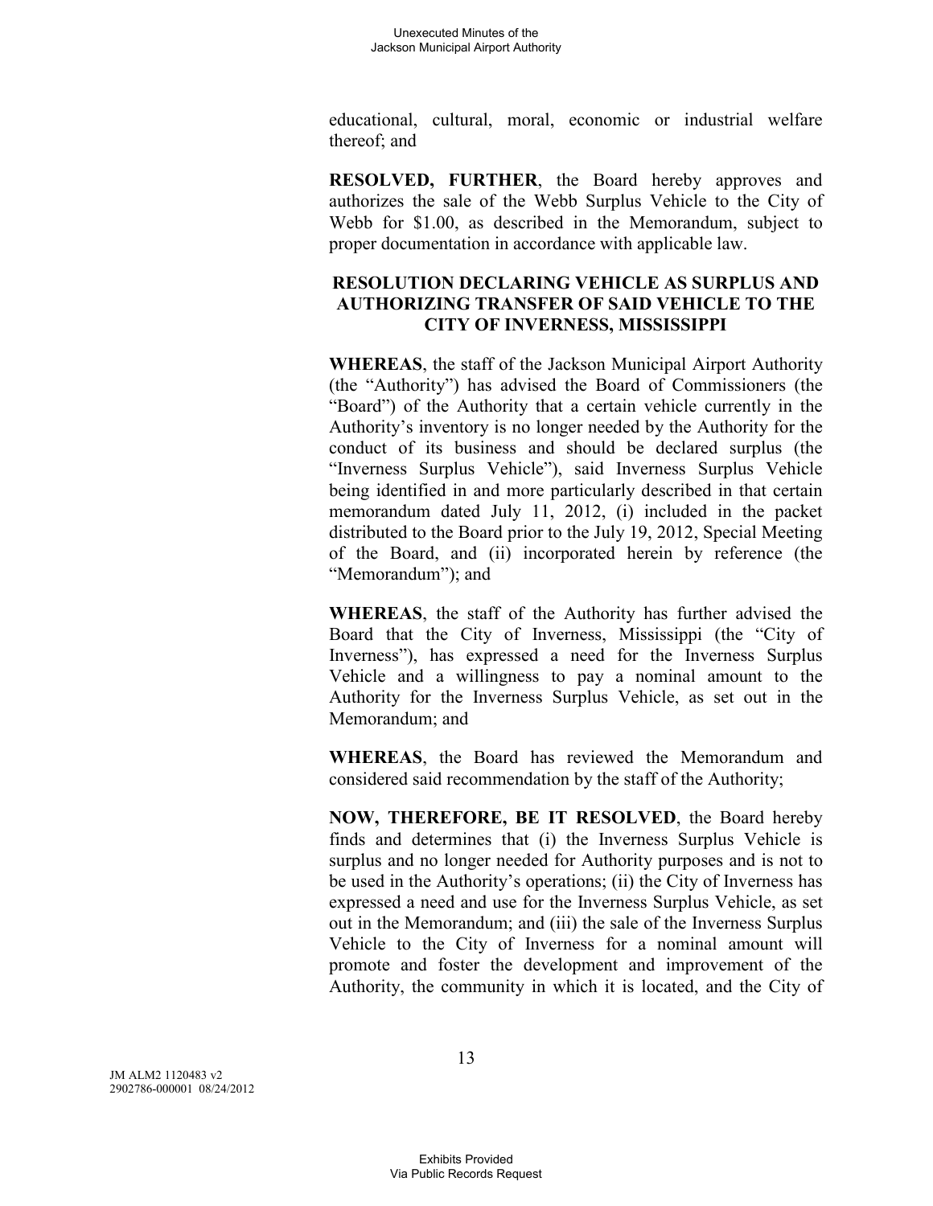educational, cultural, moral, economic or industrial welfare thereof; and

**RESOLVED, FURTHER**, the Board hereby approves and authorizes the sale of the Webb Surplus Vehicle to the City of Webb for $1.00, as described in the Memorandum, subject to proper documentation in accordance with applicable law.

**RESOLUTION DECLARING VEHICLE AS SURPLUS AND AUTHORIZING TRANSFER OF SAID VEHICLE TO THE CITY OF INVERNESS, MISSISSIPPI**

**WHEREAS**, the staff of the Jackson Municipal Airport Authority (the "Authority") has advised the Board of Commissioners (the "Board") of the Authority that a certain vehicle currently in the Authority's inventory is no longer needed by the Authority for the conduct of its business and should be declared surplus (the "Inverness Surplus Vehicle"), said Inverness Surplus Vehicle being identified in and more particularly described in that certain memorandum dated July 11, 2012, (i) included in the packet distributed to the Board prior to the July 19, 2012, Special Meeting of the Board, and (ii) incorporated herein by reference (the "Memorandum"); and

**WHEREAS**, the staff of the Authority has further advised the Board that the City of Inverness, Mississippi (the "City of Inverness"), has expressed a need for the Inverness Surplus Vehicle and a willingness to pay a nominal amount to the Authority for the Inverness Surplus Vehicle, as set out in the Memorandum; and

**WHEREAS**, the Board has reviewed the Memorandum and considered said recommendation by the staff of the Authority;

**NOW, THEREFORE, BE IT RESOLVED**, the Board hereby finds and determines that (i) the Inverness Surplus Vehicle is surplus and no longer needed for Authority purposes and is not to be used in the Authority's operations; (ii) the City of Inverness has expressed a need and use for the Inverness Surplus Vehicle, as set out in the Memorandum; and (iii) the sale of the Inverness Surplus Vehicle to the City of Inverness for a nominal amount will promote and foster the development and improvement of the Authority, the community in which it is located, and the City of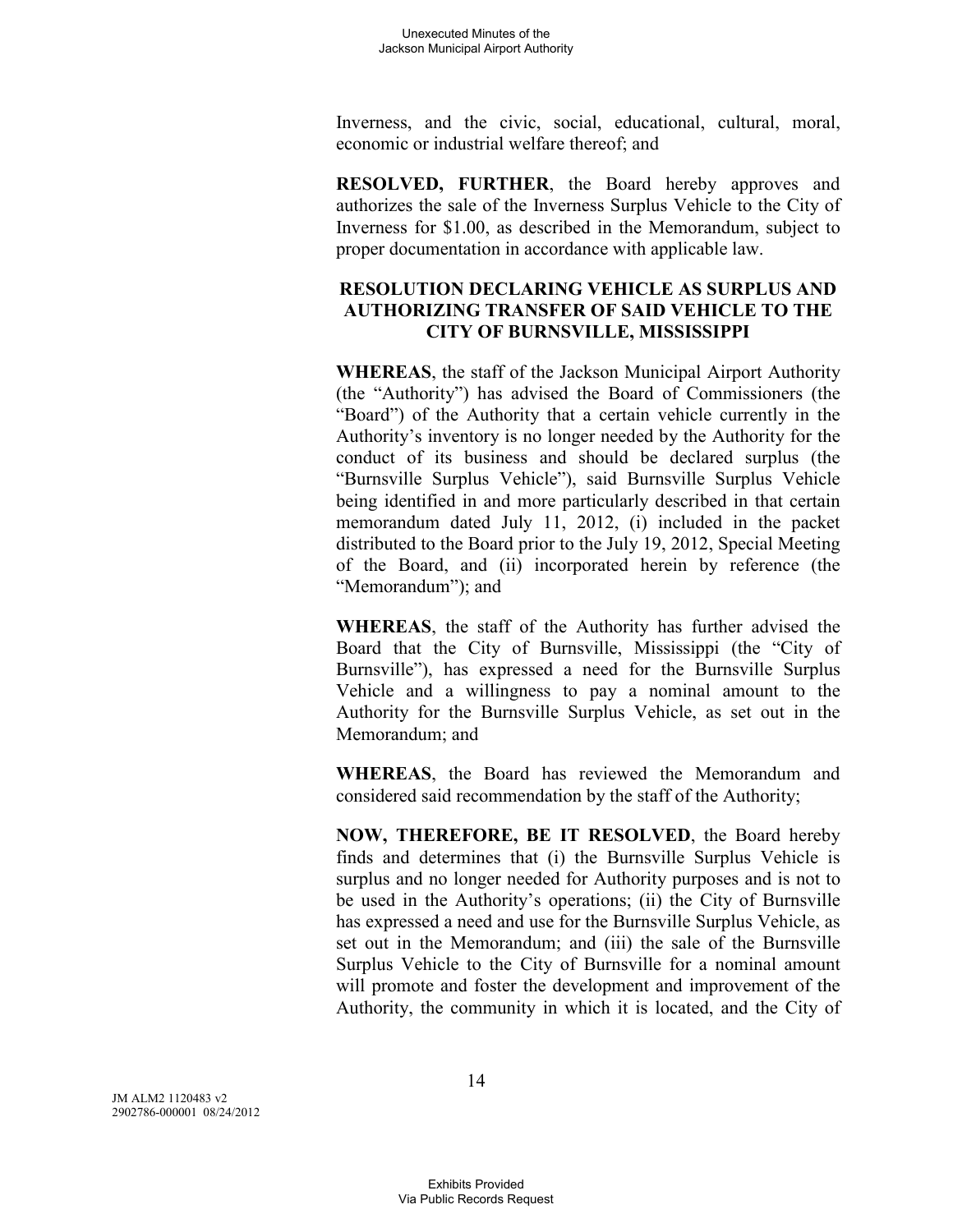Inverness, and the civic, social, educational, cultural, moral, economic or industrial welfare thereof; and

**RESOLVED, FURTHER**, the Board hereby approves and authorizes the sale of the Inverness Surplus Vehicle to the City of Inverness for $1.00, as described in the Memorandum, subject to proper documentation in accordance with applicable law.

**RESOLUTION DECLARING VEHICLE AS SURPLUS AND AUTHORIZING TRANSFER OF SAID VEHICLE TO THE CITY OF BURNSVILLE, MISSISSIPPI**

**WHEREAS**, the staff of the Jackson Municipal Airport Authority (the "Authority") has advised the Board of Commissioners (the "Board") of the Authority that a certain vehicle currently in the Authority's inventory is no longer needed by the Authority for the conduct of its business and should be declared surplus (the "Burnsville Surplus Vehicle"), said Burnsville Surplus Vehicle being identified in and more particularly described in that certain memorandum dated July 11, 2012, (i) included in the packet distributed to the Board prior to the July 19, 2012, Special Meeting of the Board, and (ii) incorporated herein by reference (the "Memorandum"); and

**WHEREAS**, the staff of the Authority has further advised the Board that the City of Burnsville, Mississippi (the "City of Burnsville"), has expressed a need for the Burnsville Surplus Vehicle and a willingness to pay a nominal amount to the Authority for the Burnsville Surplus Vehicle, as set out in the Memorandum; and

**WHEREAS**, the Board has reviewed the Memorandum and considered said recommendation by the staff of the Authority;

**NOW, THEREFORE, BE IT RESOLVED**, the Board hereby finds and determines that (i) the Burnsville Surplus Vehicle is surplus and no longer needed for Authority purposes and is not to be used in the Authority's operations; (ii) the City of Burnsville has expressed a need and use for the Burnsville Surplus Vehicle, as set out in the Memorandum; and (iii) the sale of the Burnsville Surplus Vehicle to the City of Burnsville for a nominal amount will promote and foster the development and improvement of the Authority, the community in which it is located, and the City of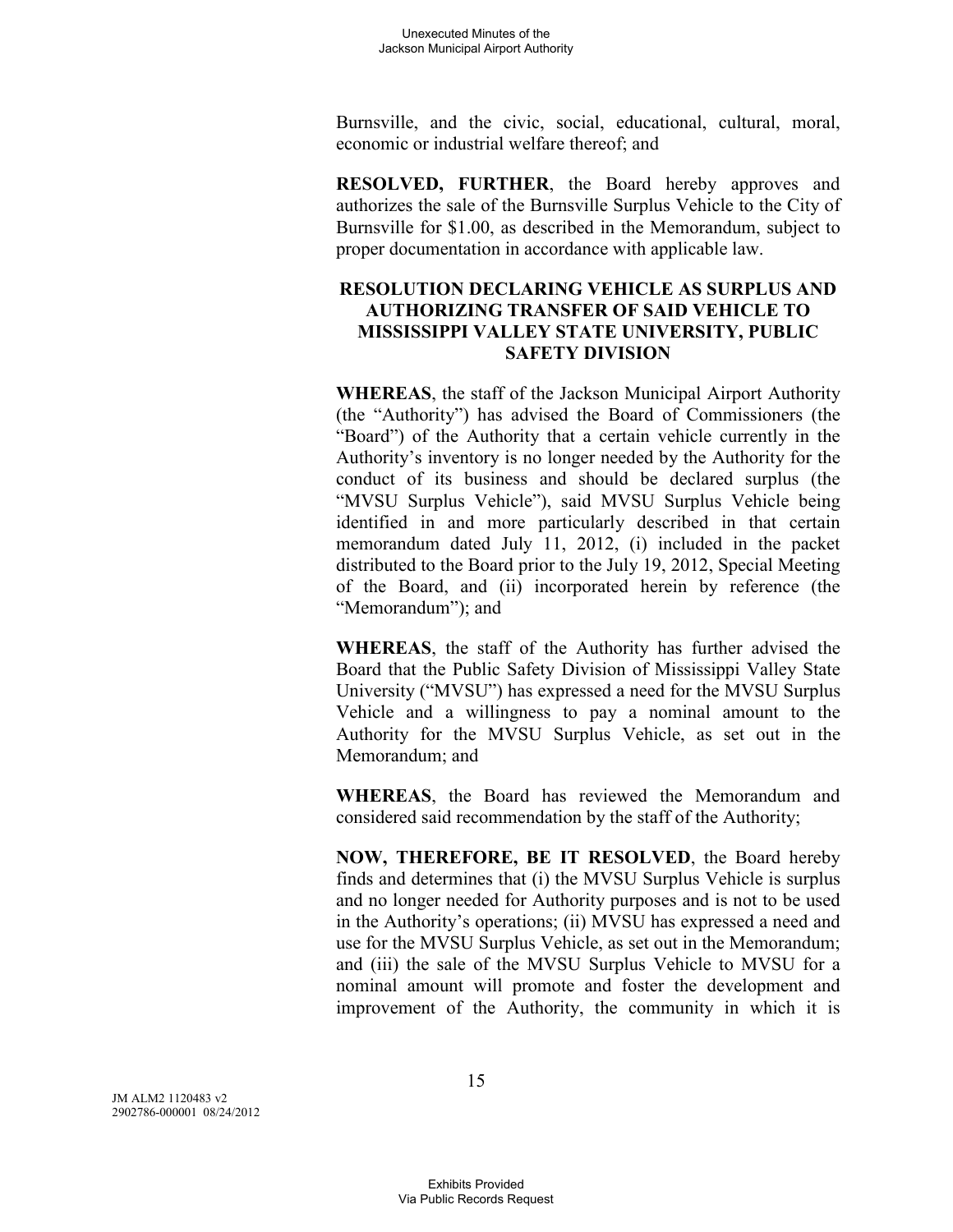Burnsville, and the civic, social, educational, cultural, moral, economic or industrial welfare thereof; and

**RESOLVED, FURTHER**, the Board hereby approves and authorizes the sale of the Burnsville Surplus Vehicle to the City of Burnsville for $1.00, as described in the Memorandum, subject to proper documentation in accordance with applicable law.

**RESOLUTION DECLARING VEHICLE AS SURPLUS AND AUTHORIZING TRANSFER OF SAID VEHICLE TO MISSISSIPPI VALLEY STATE UNIVERSITY, PUBLIC SAFETY DIVISION**

**WHEREAS**, the staff of the Jackson Municipal Airport Authority (the "Authority") has advised the Board of Commissioners (the "Board") of the Authority that a certain vehicle currently in the Authority's inventory is no longer needed by the Authority for the conduct of its business and should be declared surplus (the "MVSU Surplus Vehicle"), said MVSU Surplus Vehicle being identified in and more particularly described in that certain memorandum dated July 11, 2012, (i) included in the packet distributed to the Board prior to the July 19, 2012, Special Meeting of the Board, and (ii) incorporated herein by reference (the "Memorandum"); and

**WHEREAS**, the staff of the Authority has further advised the Board that the Public Safety Division of Mississippi Valley State University ("MVSU") has expressed a need for the MVSU Surplus Vehicle and a willingness to pay a nominal amount to the Authority for the MVSU Surplus Vehicle, as set out in the Memorandum; and

**WHEREAS**, the Board has reviewed the Memorandum and considered said recommendation by the staff of the Authority;

**NOW, THEREFORE, BE IT RESOLVED**, the Board hereby finds and determines that (i) the MVSU Surplus Vehicle is surplus and no longer needed for Authority purposes and is not to be used in the Authority's operations; (ii) MVSU has expressed a need and use for the MVSU Surplus Vehicle, as set out in the Memorandum; and (iii) the sale of the MVSU Surplus Vehicle to MVSU for a nominal amount will promote and foster the development and improvement of the Authority, the community in which it is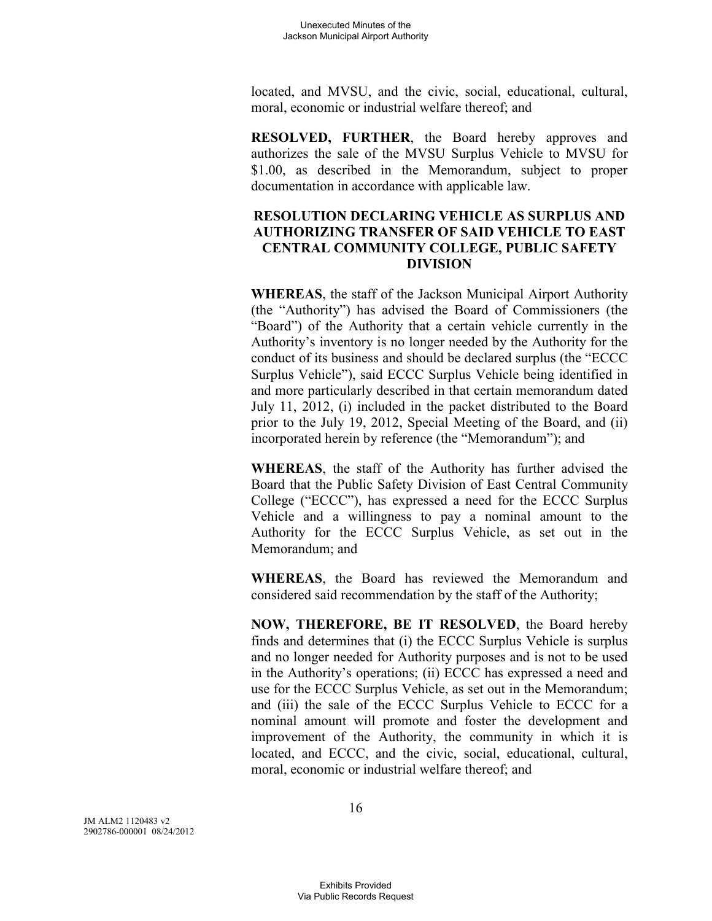located, and MVSU, and the civic, social, educational, cultural, moral, economic or industrial welfare thereof; and

**RESOLVED, FURTHER**, the Board hereby approves and authorizes the sale of the MVSU Surplus Vehicle to MVSU for $1.00, as described in the Memorandum, subject to proper documentation in accordance with applicable law.

**RESOLUTION DECLARING VEHICLE AS SURPLUS AND AUTHORIZING TRANSFER OF SAID VEHICLE TO EAST CENTRAL COMMUNITY COLLEGE, PUBLIC SAFETY DIVISION**

**WHEREAS**, the staff of the Jackson Municipal Airport Authority (the "Authority") has advised the Board of Commissioners (the "Board") of the Authority that a certain vehicle currently in the Authority's inventory is no longer needed by the Authority for the conduct of its business and should be declared surplus (the "ECCC Surplus Vehicle"), said ECCC Surplus Vehicle being identified in and more particularly described in that certain memorandum dated July 11, 2012, (i) included in the packet distributed to the Board prior to the July 19, 2012, Special Meeting of the Board, and (ii) incorporated herein by reference (the "Memorandum"); and

**WHEREAS**, the staff of the Authority has further advised the Board that the Public Safety Division of East Central Community College ("ECCC"), has expressed a need for the ECCC Surplus Vehicle and a willingness to pay a nominal amount to the Authority for the ECCC Surplus Vehicle, as set out in the Memorandum; and

**WHEREAS**, the Board has reviewed the Memorandum and considered said recommendation by the staff of the Authority;

**NOW, THEREFORE, BE IT RESOLVED**, the Board hereby finds and determines that (i) the ECCC Surplus Vehicle is surplus and no longer needed for Authority purposes and is not to be used in the Authority's operations; (ii) ECCC has expressed a need and use for the ECCC Surplus Vehicle, as set out in the Memorandum; and (iii) the sale of the ECCC Surplus Vehicle to ECCC for a nominal amount will promote and foster the development and improvement of the Authority, the community in which it is located, and ECCC, and the civic, social, educational, cultural, moral, economic or industrial welfare thereof; and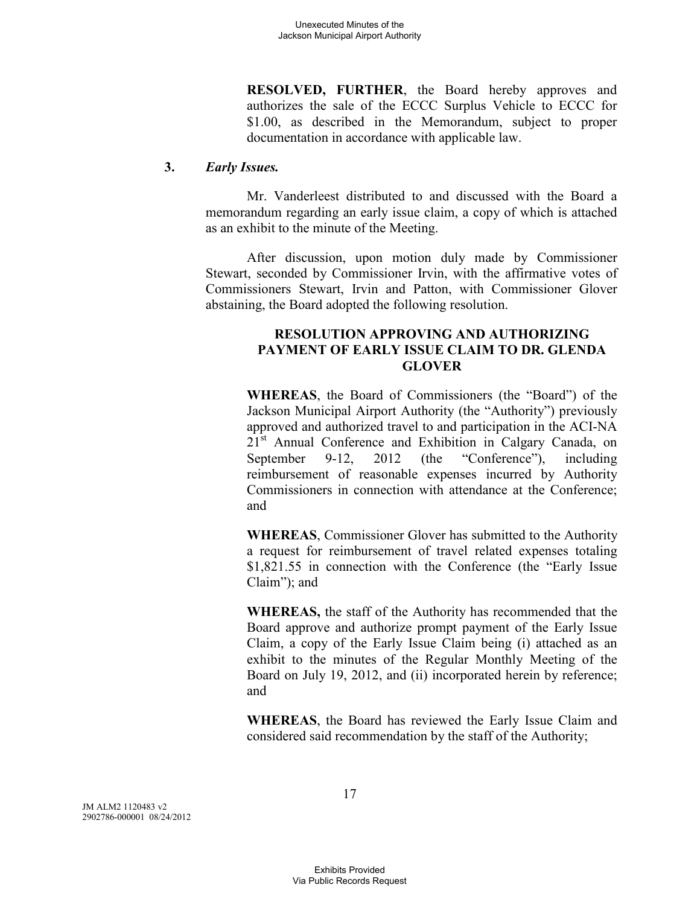**RESOLVED, FURTHER**, the Board hereby approves and authorizes the sale of the ECCC Surplus Vehicle to ECCC for $1.00, as described in the Memorandum, subject to proper documentation in accordance with applicable law.

**3.** ***Early Issues.***

Mr. Vanderleest distributed to and discussed with the Board a memorandum regarding an early issue claim, a copy of which is attached as an exhibit to the minute of the Meeting.

After discussion, upon motion duly made by Commissioner Stewart, seconded by Commissioner Irvin, with the affirmative votes of Commissioners Stewart, Irvin and Patton, with Commissioner Glover abstaining, the Board adopted the following resolution.

**RESOLUTION APPROVING AND AUTHORIZING PAYMENT OF EARLY ISSUE CLAIM TO DR. GLENDA GLOVER**

**WHEREAS**, the Board of Commissioners (the "Board") of the Jackson Municipal Airport Authority (the "Authority") previously approved and authorized travel to and participation in the ACI-NA 21st Annual Conference and Exhibition in Calgary Canada, on September 9-12, 2012 (the "Conference"), including reimbursement of reasonable expenses incurred by Authority Commissioners in connection with attendance at the Conference; and

**WHEREAS**, Commissioner Glover has submitted to the Authority a request for reimbursement of travel related expenses totaling $1,821.55 in connection with the Conference (the "Early Issue Claim"); and

**WHEREAS,** the staff of the Authority has recommended that the Board approve and authorize prompt payment of the Early Issue Claim, a copy of the Early Issue Claim being (i) attached as an exhibit to the minutes of the Regular Monthly Meeting of the Board on July 19, 2012, and (ii) incorporated herein by reference; and

**WHEREAS**, the Board has reviewed the Early Issue Claim and considered said recommendation by the staff of the Authority;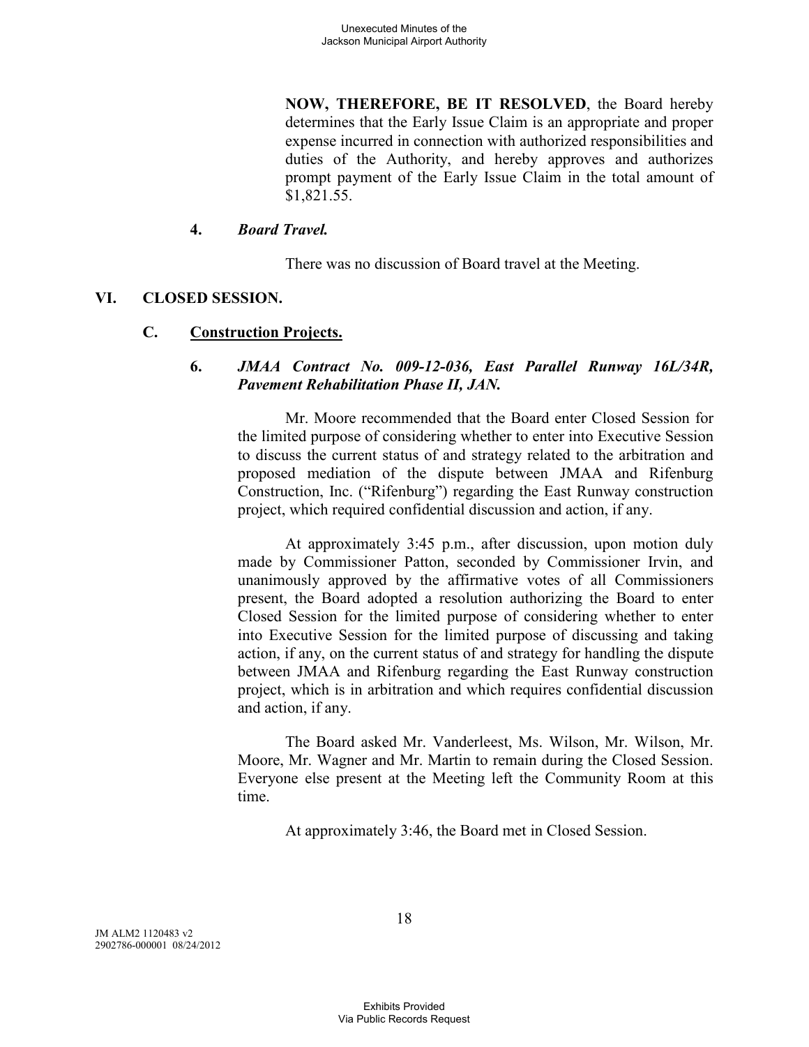**NOW, THEREFORE, BE IT RESOLVED**, the Board hereby determines that the Early Issue Claim is an appropriate and proper expense incurred in connection with authorized responsibilities and duties of the Authority, and hereby approves and authorizes prompt payment of the Early Issue Claim in the total amount of $1,821.55.

**4.** ***Board Travel.***

There was no discussion of Board travel at the Meeting.

## VI. CLOSED SESSION.

### C. Construction Projects.

**6.** ***JMAA Contract No. 009-12-036, East Parallel Runway 16L/34R, Pavement Rehabilitation Phase II, JAN.***

Mr. Moore recommended that the Board enter Closed Session for the limited purpose of considering whether to enter into Executive Session to discuss the current status of and strategy related to the arbitration and proposed mediation of the dispute between JMAA and Rifenburg Construction, Inc. ("Rifenburg") regarding the East Runway construction project, which required confidential discussion and action, if any.

At approximately 3:45 p.m., after discussion, upon motion duly made by Commissioner Patton, seconded by Commissioner Irvin, and unanimously approved by the affirmative votes of all Commissioners present, the Board adopted a resolution authorizing the Board to enter Closed Session for the limited purpose of considering whether to enter into Executive Session for the limited purpose of discussing and taking action, if any, on the current status of and strategy for handling the dispute between JMAA and Rifenburg regarding the East Runway construction project, which is in arbitration and which requires confidential discussion and action, if any.

The Board asked Mr. Vanderleest, Ms. Wilson, Mr. Wilson, Mr. Moore, Mr. Wagner and Mr. Martin to remain during the Closed Session. Everyone else present at the Meeting left the Community Room at this time.

At approximately 3:46, the Board met in Closed Session.

JM ALM2 1120483 v2
2902786-000001 08/24/2012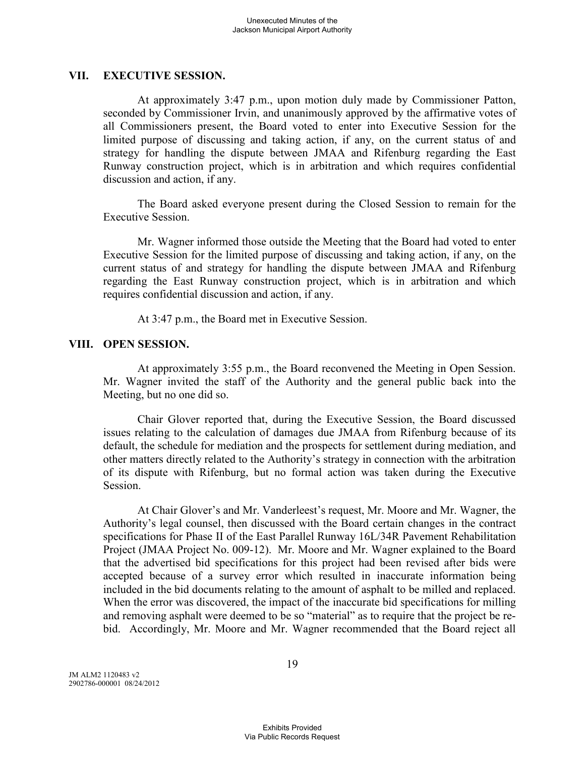## VII. EXECUTIVE SESSION.

At approximately 3:47 p.m., upon motion duly made by Commissioner Patton, seconded by Commissioner Irvin, and unanimously approved by the affirmative votes of all Commissioners present, the Board voted to enter into Executive Session for the limited purpose of discussing and taking action, if any, on the current status of and strategy for handling the dispute between JMAA and Rifenburg regarding the East Runway construction project, which is in arbitration and which requires confidential discussion and action, if any.

The Board asked everyone present during the Closed Session to remain for the Executive Session.

Mr. Wagner informed those outside the Meeting that the Board had voted to enter Executive Session for the limited purpose of discussing and taking action, if any, on the current status of and strategy for handling the dispute between JMAA and Rifenburg regarding the East Runway construction project, which is in arbitration and which requires confidential discussion and action, if any.

At 3:47 p.m., the Board met in Executive Session.

## VIII. OPEN SESSION.

At approximately 3:55 p.m., the Board reconvened the Meeting in Open Session. Mr. Wagner invited the staff of the Authority and the general public back into the Meeting, but no one did so.

Chair Glover reported that, during the Executive Session, the Board discussed issues relating to the calculation of damages due JMAA from Rifenburg because of its default, the schedule for mediation and the prospects for settlement during mediation, and other matters directly related to the Authority's strategy in connection with the arbitration of its dispute with Rifenburg, but no formal action was taken during the Executive Session.

At Chair Glover's and Mr. Vanderleest's request, Mr. Moore and Mr. Wagner, the Authority's legal counsel, then discussed with the Board certain changes in the contract specifications for Phase II of the East Parallel Runway 16L/34R Pavement Rehabilitation Project (JMAA Project No. 009-12). Mr. Moore and Mr. Wagner explained to the Board that the advertised bid specifications for this project had been revised after bids were accepted because of a survey error which resulted in inaccurate information being included in the bid documents relating to the amount of asphalt to be milled and replaced. When the error was discovered, the impact of the inaccurate bid specifications for milling and removing asphalt were deemed to be so "material" as to require that the project be re-bid. Accordingly, Mr. Moore and Mr. Wagner recommended that the Board reject all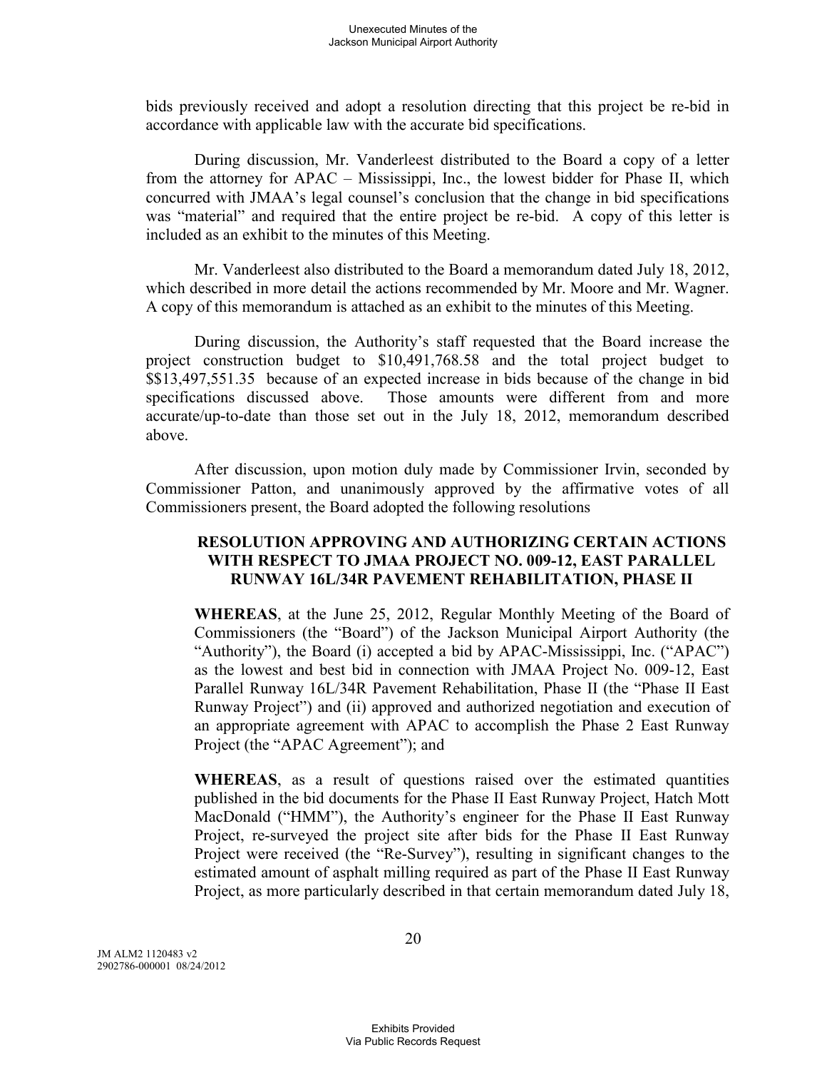bids previously received and adopt a resolution directing that this project be re-bid in accordance with applicable law with the accurate bid specifications.

During discussion, Mr. Vanderleest distributed to the Board a copy of a letter from the attorney for APAC – Mississippi, Inc., the lowest bidder for Phase II, which concurred with JMAA's legal counsel's conclusion that the change in bid specifications was "material" and required that the entire project be re-bid. A copy of this letter is included as an exhibit to the minutes of this Meeting.

Mr. Vanderleest also distributed to the Board a memorandum dated July 18, 2012, which described in more detail the actions recommended by Mr. Moore and Mr. Wagner. A copy of this memorandum is attached as an exhibit to the minutes of this Meeting.

During discussion, the Authority's staff requested that the Board increase the project construction budget to $10,491,768.58 and the total project budget to $$13,497,551.35 because of an expected increase in bids because of the change in bid specifications discussed above. Those amounts were different from and more accurate/up-to-date than those set out in the July 18, 2012, memorandum described above.

After discussion, upon motion duly made by Commissioner Irvin, seconded by Commissioner Patton, and unanimously approved by the affirmative votes of all Commissioners present, the Board adopted the following resolutions

**RESOLUTION APPROVING AND AUTHORIZING CERTAIN ACTIONS WITH RESPECT TO JMAA PROJECT NO. 009-12, EAST PARALLEL RUNWAY 16L/34R PAVEMENT REHABILITATION, PHASE II**

**WHEREAS**, at the June 25, 2012, Regular Monthly Meeting of the Board of Commissioners (the "Board") of the Jackson Municipal Airport Authority (the "Authority"), the Board (i) accepted a bid by APAC-Mississippi, Inc. ("APAC") as the lowest and best bid in connection with JMAA Project No. 009-12, East Parallel Runway 16L/34R Pavement Rehabilitation, Phase II (the "Phase II East Runway Project") and (ii) approved and authorized negotiation and execution of an appropriate agreement with APAC to accomplish the Phase 2 East Runway Project (the "APAC Agreement"); and

**WHEREAS**, as a result of questions raised over the estimated quantities published in the bid documents for the Phase II East Runway Project, Hatch Mott MacDonald ("HMM"), the Authority's engineer for the Phase II East Runway Project, re-surveyed the project site after bids for the Phase II East Runway Project were received (the "Re-Survey"), resulting in significant changes to the estimated amount of asphalt milling required as part of the Phase II East Runway Project, as more particularly described in that certain memorandum dated July 18,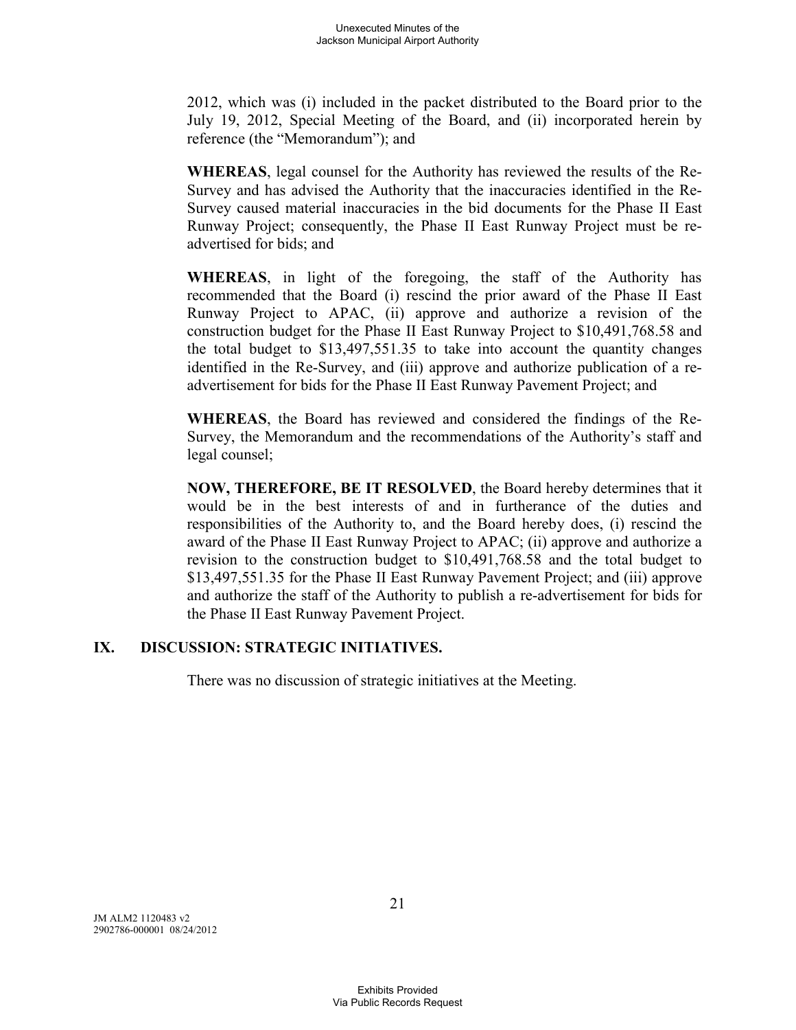2012, which was (i) included in the packet distributed to the Board prior to the July 19, 2012, Special Meeting of the Board, and (ii) incorporated herein by reference (the "Memorandum"); and

**WHEREAS**, legal counsel for the Authority has reviewed the results of the Re-Survey and has advised the Authority that the inaccuracies identified in the Re-Survey caused material inaccuracies in the bid documents for the Phase II East Runway Project; consequently, the Phase II East Runway Project must be re-advertised for bids; and

**WHEREAS**, in light of the foregoing, the staff of the Authority has recommended that the Board (i) rescind the prior award of the Phase II East Runway Project to APAC, (ii) approve and authorize a revision of the construction budget for the Phase II East Runway Project to $10,491,768.58 and the total budget to $13,497,551.35 to take into account the quantity changes identified in the Re-Survey, and (iii) approve and authorize publication of a re-advertisement for bids for the Phase II East Runway Pavement Project; and

**WHEREAS**, the Board has reviewed and considered the findings of the Re-Survey, the Memorandum and the recommendations of the Authority's staff and legal counsel;

**NOW, THEREFORE, BE IT RESOLVED**, the Board hereby determines that it would be in the best interests of and in furtherance of the duties and responsibilities of the Authority to, and the Board hereby does, (i) rescind the award of the Phase II East Runway Project to APAC; (ii) approve and authorize a revision to the construction budget to $10,491,768.58 and the total budget to $13,497,551.35 for the Phase II East Runway Pavement Project; and (iii) approve and authorize the staff of the Authority to publish a re-advertisement for bids for the Phase II East Runway Pavement Project.

## IX. DISCUSSION: STRATEGIC INITIATIVES.

There was no discussion of strategic initiatives at the Meeting.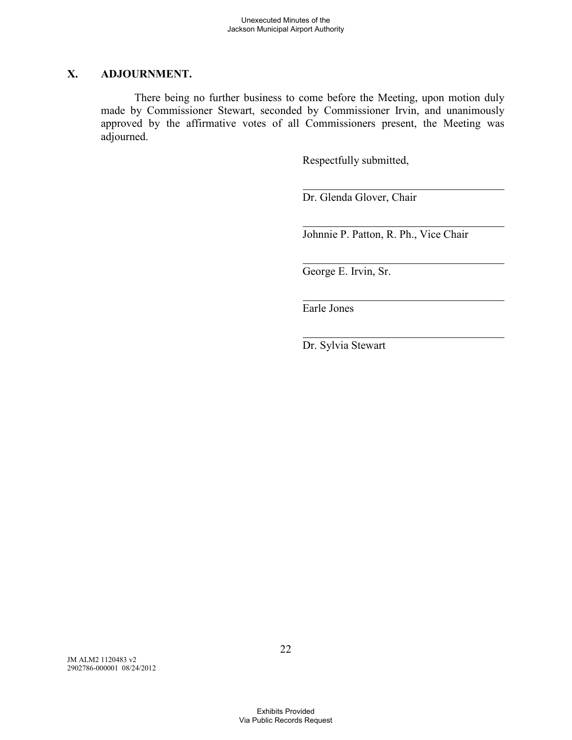## X. ADJOURNMENT.

There being no further business to come before the Meeting, upon motion duly made by Commissioner Stewart, seconded by Commissioner Irvin, and unanimously approved by the affirmative votes of all Commissioners present, the Meeting was adjourned.

Respectfully submitted,

\_\_\_\_\_\_\_\_\_\_\_\_\_\_\_\_\_\_\_\_\_\_\_\_\_\_\_\_\_\_\_\_\_\_\_\_\_\_\_\_
Dr. Glenda Glover, Chair

\_\_\_\_\_\_\_\_\_\_\_\_\_\_\_\_\_\_\_\_\_\_\_\_\_\_\_\_\_\_\_\_\_\_\_\_\_\_\_\_
Johnnie P. Patton, R. Ph., Vice Chair

\_\_\_\_\_\_\_\_\_\_\_\_\_\_\_\_\_\_\_\_\_\_\_\_\_\_\_\_\_\_\_\_\_\_\_\_\_\_\_\_
George E. Irvin, Sr.

\_\_\_\_\_\_\_\_\_\_\_\_\_\_\_\_\_\_\_\_\_\_\_\_\_\_\_\_\_\_\_\_\_\_\_\_\_\_\_\_
Earle Jones

\_\_\_\_\_\_\_\_\_\_\_\_\_\_\_\_\_\_\_\_\_\_\_\_\_\_\_\_\_\_\_\_\_\_\_\_\_\_\_\_
Dr. Sylvia Stewart